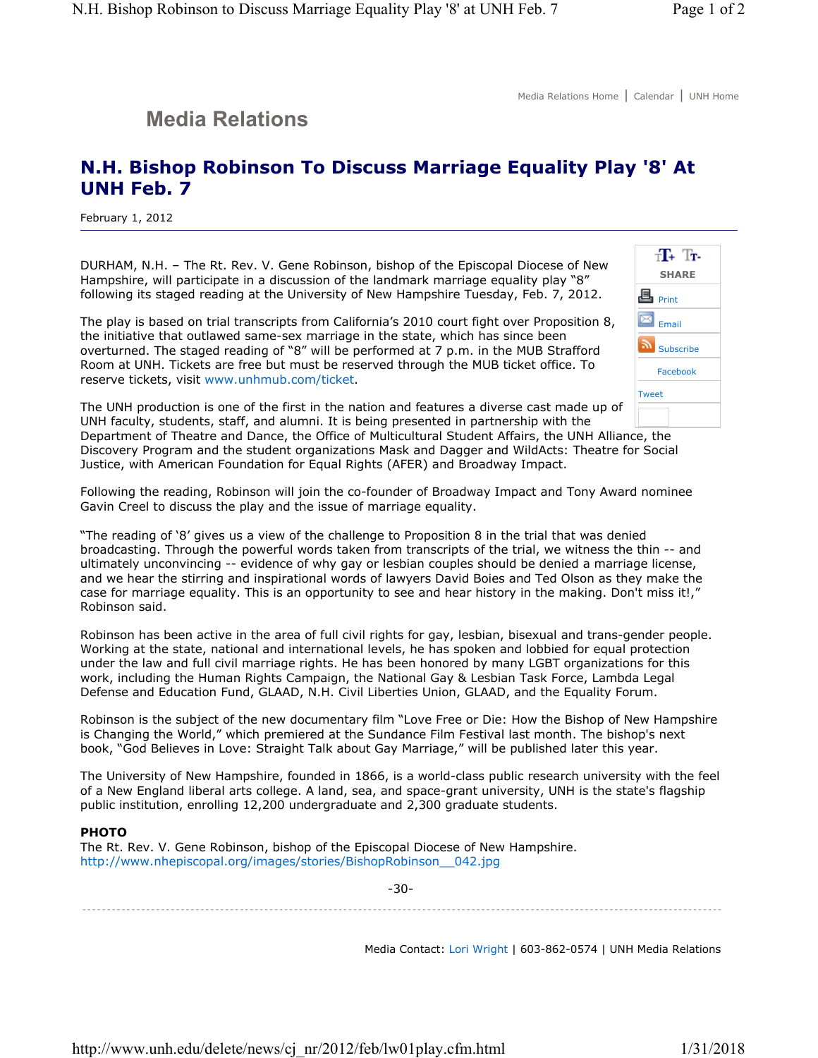Media Relations Home | Calendar | UNH Home

## Media Relations

# N.H. Bishop Robinson To Discuss Marriage Equality Play '8' At UNH Feb. 7

February 1, 2012

DURHAM, N.H. – The Rt. Rev. V. Gene Robinson, bishop of the Episcopal Diocese of New Hampshire, will participate in a discussion of the landmark marriage equality play "8" following its staged reading at the University of New Hampshire Tuesday, Feb. 7, 2012.

The play is based on trial transcripts from California's 2010 court fight over Proposition 8, the initiative that outlawed same-sex marriage in the state, which has since been overturned. The staged reading of "8" will be performed at 7 p.m. in the MUB Strafford Room at UNH. Tickets are free but must be reserved through the MUB ticket office. To reserve tickets, visit www.unhmub.com/ticket.

The UNH production is one of the first in the nation and features a diverse cast made up of UNH faculty, students, staff, and alumni. It is being presented in partnership with the Department of Theatre and Dance, the Office of Multicultural Student Affairs, the UNH Alliance, the Discovery Program and the student organizations Mask and Dagger and WildActs: Theatre for Social Justice, with American Foundation for Equal Rights (AFER) and Broadway Impact.

Following the reading, Robinson will join the co-founder of Broadway Impact and Tony Award nominee Gavin Creel to discuss the play and the issue of marriage equality.

"The reading of '8' gives us a view of the challenge to Proposition 8 in the trial that was denied broadcasting. Through the powerful words taken from transcripts of the trial, we witness the thin -- and ultimately unconvincing -- evidence of why gay or lesbian couples should be denied a marriage license, and we hear the stirring and inspirational words of lawyers David Boies and Ted Olson as they make the case for marriage equality. This is an opportunity to see and hear history in the making. Don't miss it!," Robinson said.

Robinson has been active in the area of full civil rights for gay, lesbian, bisexual and trans-gender people. Working at the state, national and international levels, he has spoken and lobbied for equal protection under the law and full civil marriage rights. He has been honored by many LGBT organizations for this work, including the Human Rights Campaign, the National Gay & Lesbian Task Force, Lambda Legal Defense and Education Fund, GLAAD, N.H. Civil Liberties Union, GLAAD, and the Equality Forum.

Robinson is the subject of the new documentary film "Love Free or Die: How the Bishop of New Hampshire is Changing the World," which premiered at the Sundance Film Festival last month. The bishop's next book, "God Believes in Love: Straight Talk about Gay Marriage," will be published later this year.

The University of New Hampshire, founded in 1866, is a world-class public research university with the feel of a New England liberal arts college. A land, sea, and space-grant university, UNH is the state's flagship public institution, enrolling 12,200 undergraduate and 2,300 graduate students.

**PHOTO**
The Rt. Rev. V. Gene Robinson, bishop of the Episcopal Diocese of New Hampshire.
http://www.nhepiscopal.org/images/stories/BishopRobinson__042.jpg

-30-

Media Contact: Lori Wright | 603-862-0574 | UNH Media Relations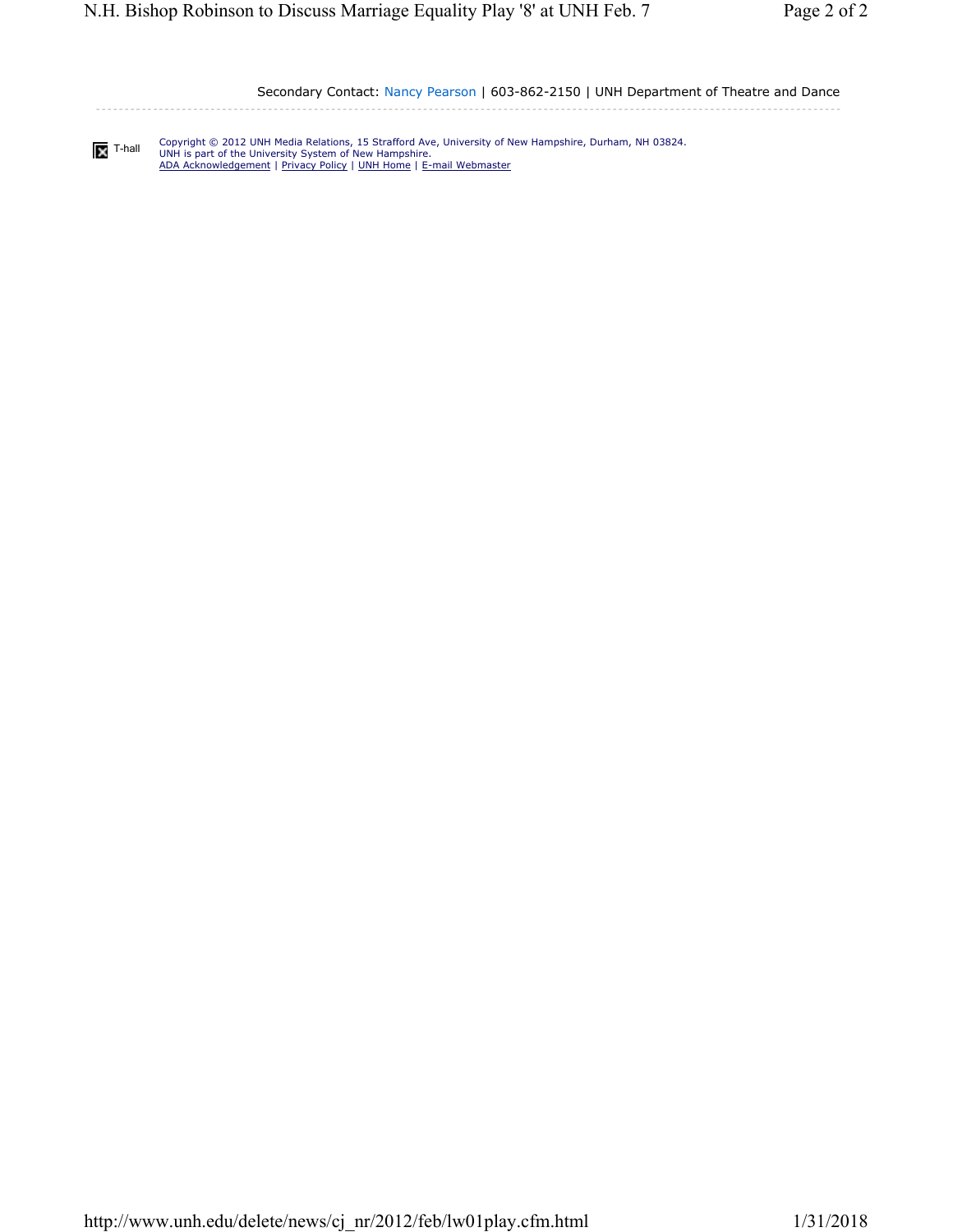Secondary Contact: Nancy Pearson | 603-862-2150 | UNH Department of Theatre and Dance

---

T-hall

Copyright © 2012 UNH Media Relations, 15 Strafford Ave, University of New Hampshire, Durham, NH 03824.
UNH is part of the University System of New Hampshire.
ADA Acknowledgement | Privacy Policy | UNH Home | E-mail Webmaster